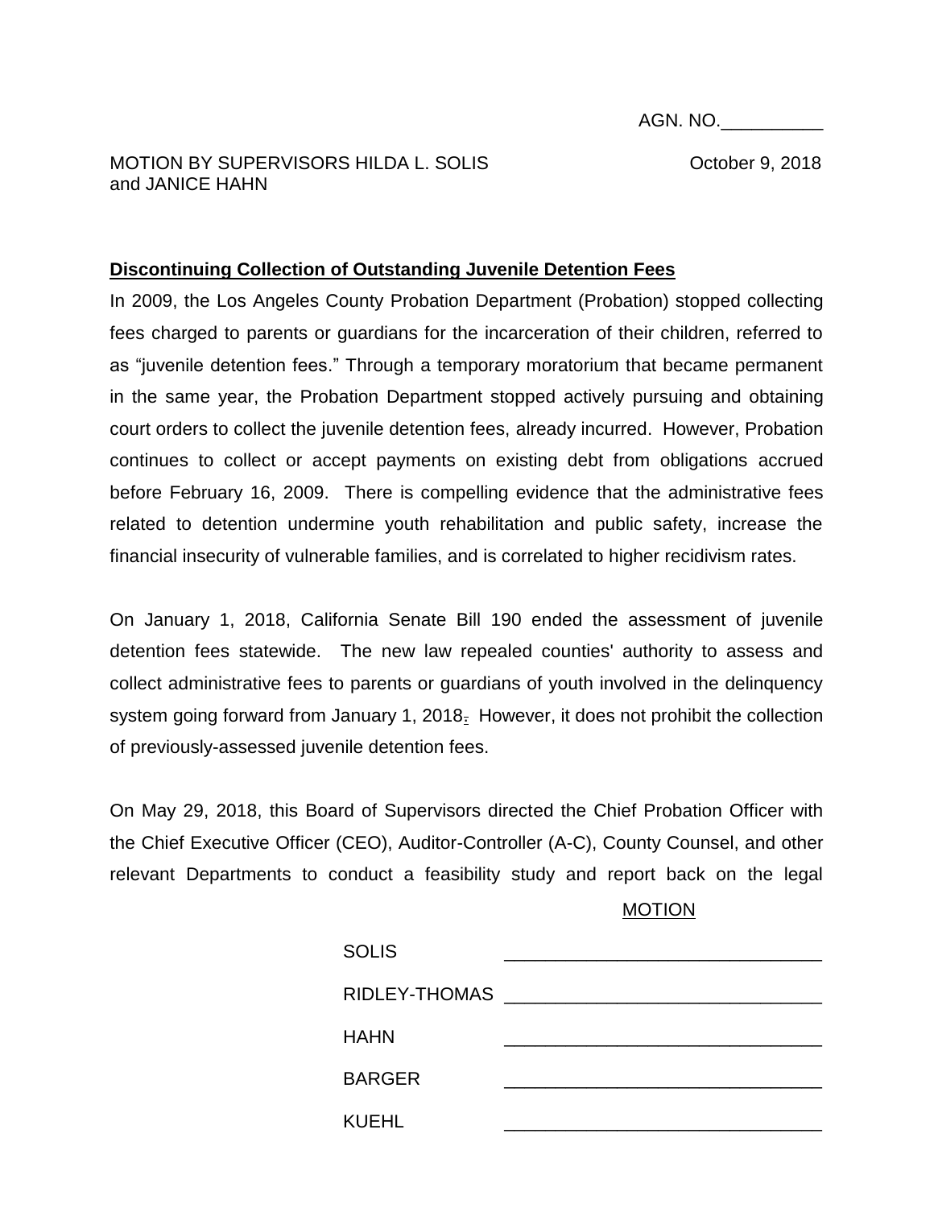AGN. NO.__________

MOTION BY SUPERVISORS HILDA L. SOLIS and JANICE HAHN

October 9, 2018

**Discontinuing Collection of Outstanding Juvenile Detention Fees**

In 2009, the Los Angeles County Probation Department (Probation) stopped collecting fees charged to parents or guardians for the incarceration of their children, referred to as "juvenile detention fees." Through a temporary moratorium that became permanent in the same year, the Probation Department stopped actively pursuing and obtaining court orders to collect the juvenile detention fees, already incurred. However, Probation continues to collect or accept payments on existing debt from obligations accrued before February 16, 2009. There is compelling evidence that the administrative fees related to detention undermine youth rehabilitation and public safety, increase the financial insecurity of vulnerable families, and is correlated to higher recidivism rates.

On January 1, 2018, California Senate Bill 190 ended the assessment of juvenile detention fees statewide. The new law repealed counties' authority to assess and collect administrative fees to parents or guardians of youth involved in the delinquency system going forward from January 1, 2018. However, it does not prohibit the collection of previously-assessed juvenile detention fees.

On May 29, 2018, this Board of Supervisors directed the Chief Probation Officer with the Chief Executive Officer (CEO), Auditor-Controller (A-C), County Counsel, and other relevant Departments to conduct a feasibility study and report back on the legal

MOTION

| | |
|---|---|
| SOLIS | _______________ |
| RIDLEY-THOMAS | _______________ |
| HAHN | _______________ |
| BARGER | _______________ |
| KUEHL | _______________ |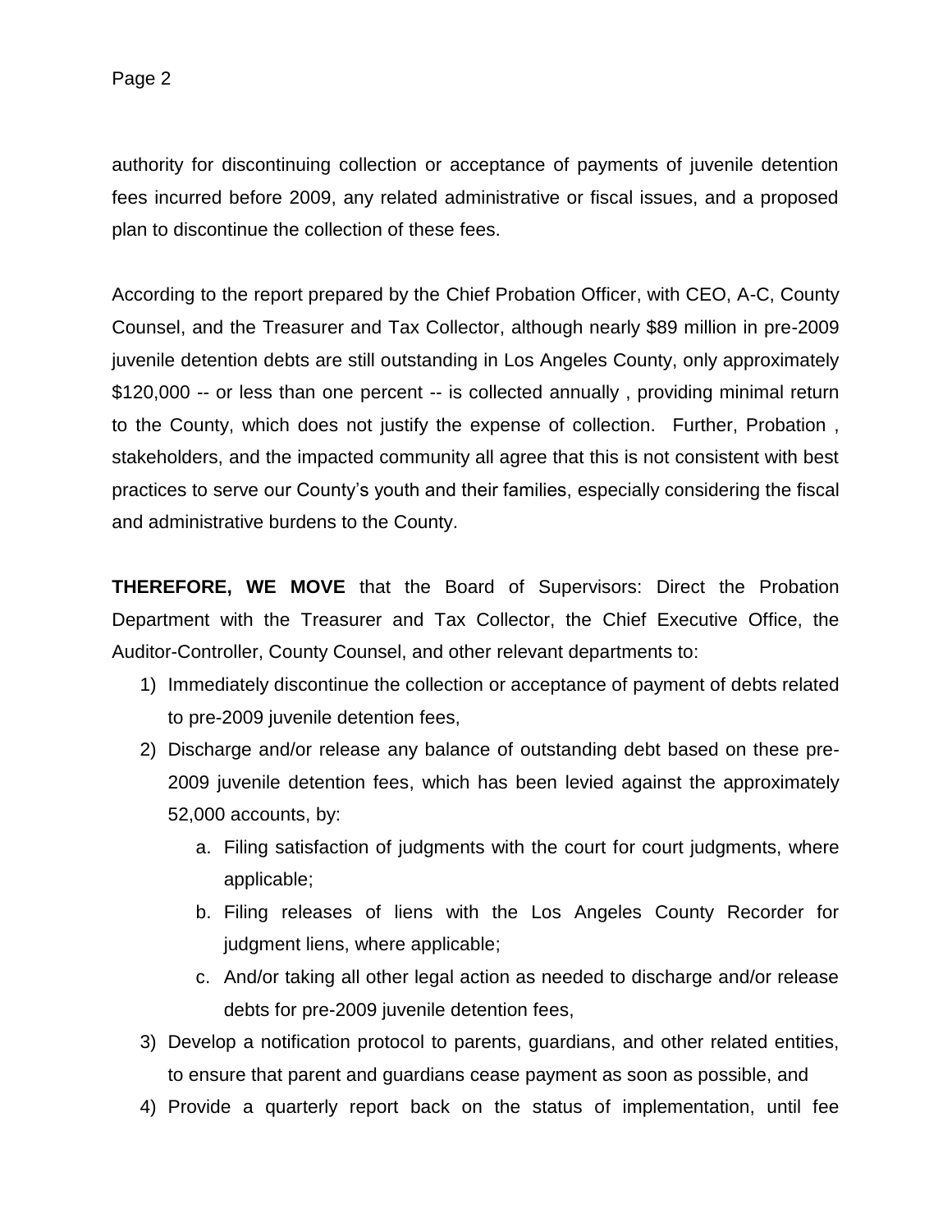authority for discontinuing collection or acceptance of payments of juvenile detention fees incurred before 2009, any related administrative or fiscal issues, and a proposed plan to discontinue the collection of these fees.

According to the report prepared by the Chief Probation Officer, with CEO, A-C, County Counsel, and the Treasurer and Tax Collector, although nearly $89 million in pre-2009 juvenile detention debts are still outstanding in Los Angeles County, only approximately $120,000 -- or less than one percent -- is collected annually , providing minimal return to the County, which does not justify the expense of collection. Further, Probation , stakeholders, and the impacted community all agree that this is not consistent with best practices to serve our County's youth and their families, especially considering the fiscal and administrative burdens to the County.

**THEREFORE, WE MOVE** that the Board of Supervisors: Direct the Probation Department with the Treasurer and Tax Collector, the Chief Executive Office, the Auditor-Controller, County Counsel, and other relevant departments to:

1) Immediately discontinue the collection or acceptance of payment of debts related to pre-2009 juvenile detention fees,
2) Discharge and/or release any balance of outstanding debt based on these pre-2009 juvenile detention fees, which has been levied against the approximately 52,000 accounts, by:
    a. Filing satisfaction of judgments with the court for court judgments, where applicable;
    b. Filing releases of liens with the Los Angeles County Recorder for judgment liens, where applicable;
    c. And/or taking all other legal action as needed to discharge and/or release debts for pre-2009 juvenile detention fees,
3) Develop a notification protocol to parents, guardians, and other related entities, to ensure that parent and guardians cease payment as soon as possible, and
4) Provide a quarterly report back on the status of implementation, until fee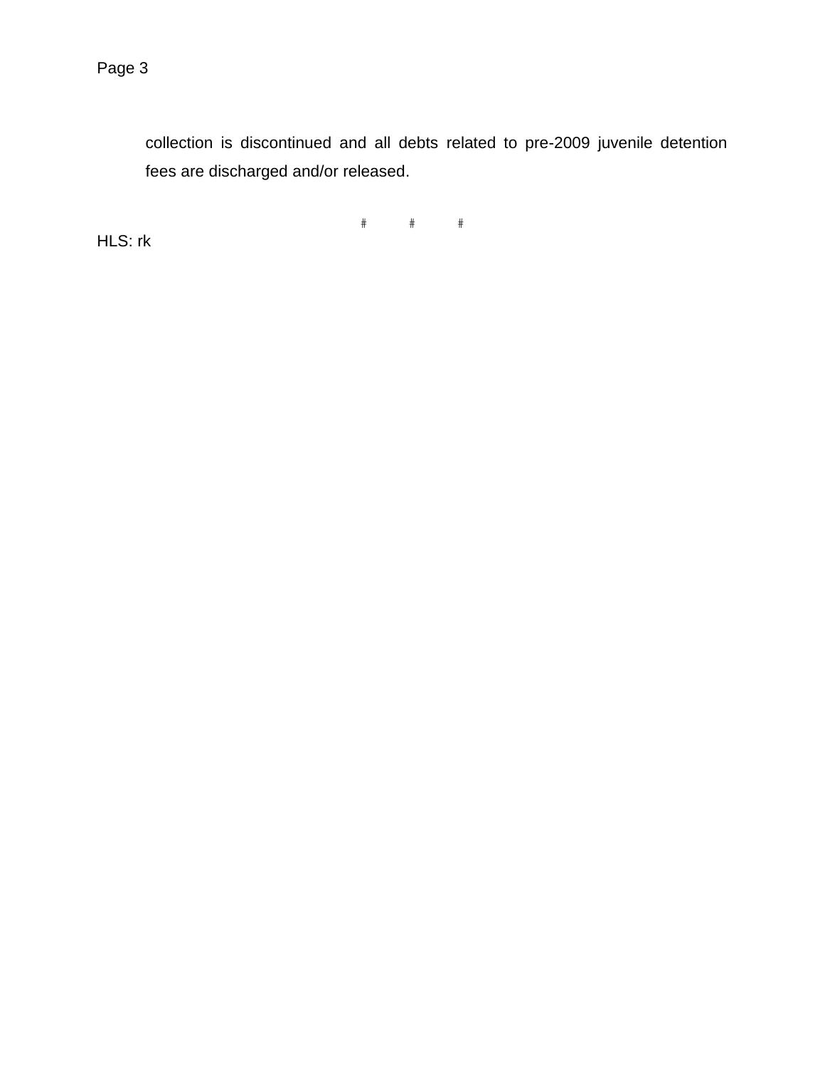collection is discontinued and all debts related to pre-2009 juvenile detention fees are discharged and/or released.

# # #

HLS: rk